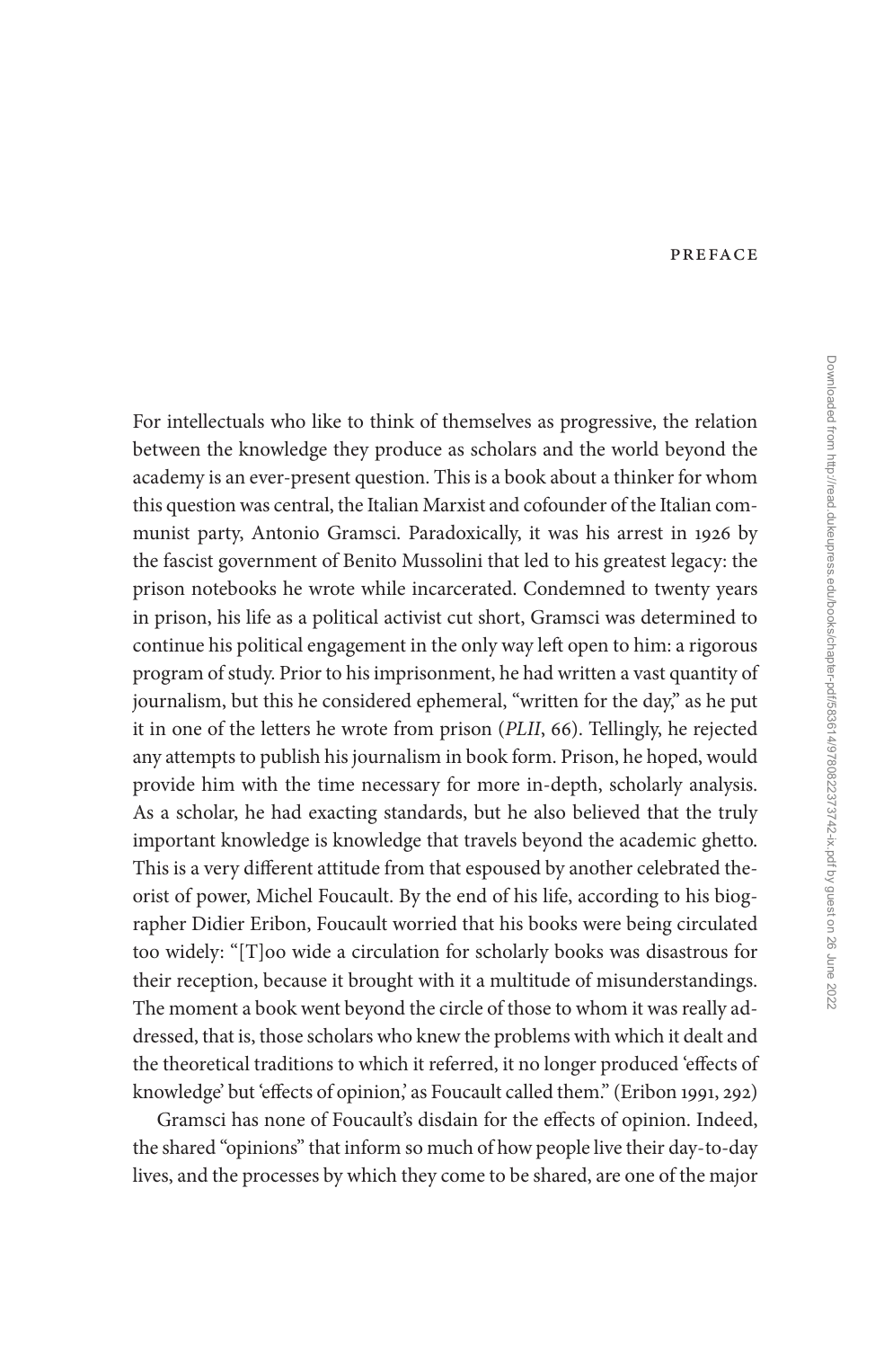# PREFACE

For intellectuals who like to think of themselves as progressive, the relation between the knowledge they produce as scholars and the world beyond the academy is an ever-present question. This is a book about a thinker for whom this question was central, the Italian Marxist and cofounder of the Italian communist party, Antonio Gramsci. Paradoxically, it was his arrest in 1926 by the fascist government of Benito Mussolini that led to his greatest legacy: the prison notebooks he wrote while incarcerated. Condemned to twenty years in prison, his life as a political activist cut short, Gramsci was determined to continue his political engagement in the only way left open to him: a rigorous program of study. Prior to his imprisonment, he had written a vast quantity of journalism, but this he considered ephemeral, "written for the day," as he put it in one of the letters he wrote from prison (*PLII*, 66). Tellingly, he rejected any attempts to publish his journalism in book form. Prison, he hoped, would provide him with the time necessary for more in-depth, scholarly analysis. As a scholar, he had exacting standards, but he also believed that the truly important knowledge is knowledge that travels beyond the academic ghetto. This is a very different attitude from that espoused by another celebrated theorist of power, Michel Foucault. By the end of his life, according to his biographer Didier Eribon, Foucault worried that his books were being circulated too widely: "[T]oo wide a circulation for scholarly books was disastrous for their reception, because it brought with it a multitude of misunderstandings. The moment a book went beyond the circle of those to whom it was really addressed, that is, those scholars who knew the problems with which it dealt and the theoretical traditions to which it referred, it no longer produced 'effects of knowledge' but 'effects of opinion,' as Foucault called them." (Eribon 1991, 292)

Gramsci has none of Foucault's disdain for the effects of opinion. Indeed, the shared "opinions" that inform so much of how people live their day-to-day lives, and the processes by which they come to be shared, are one of the major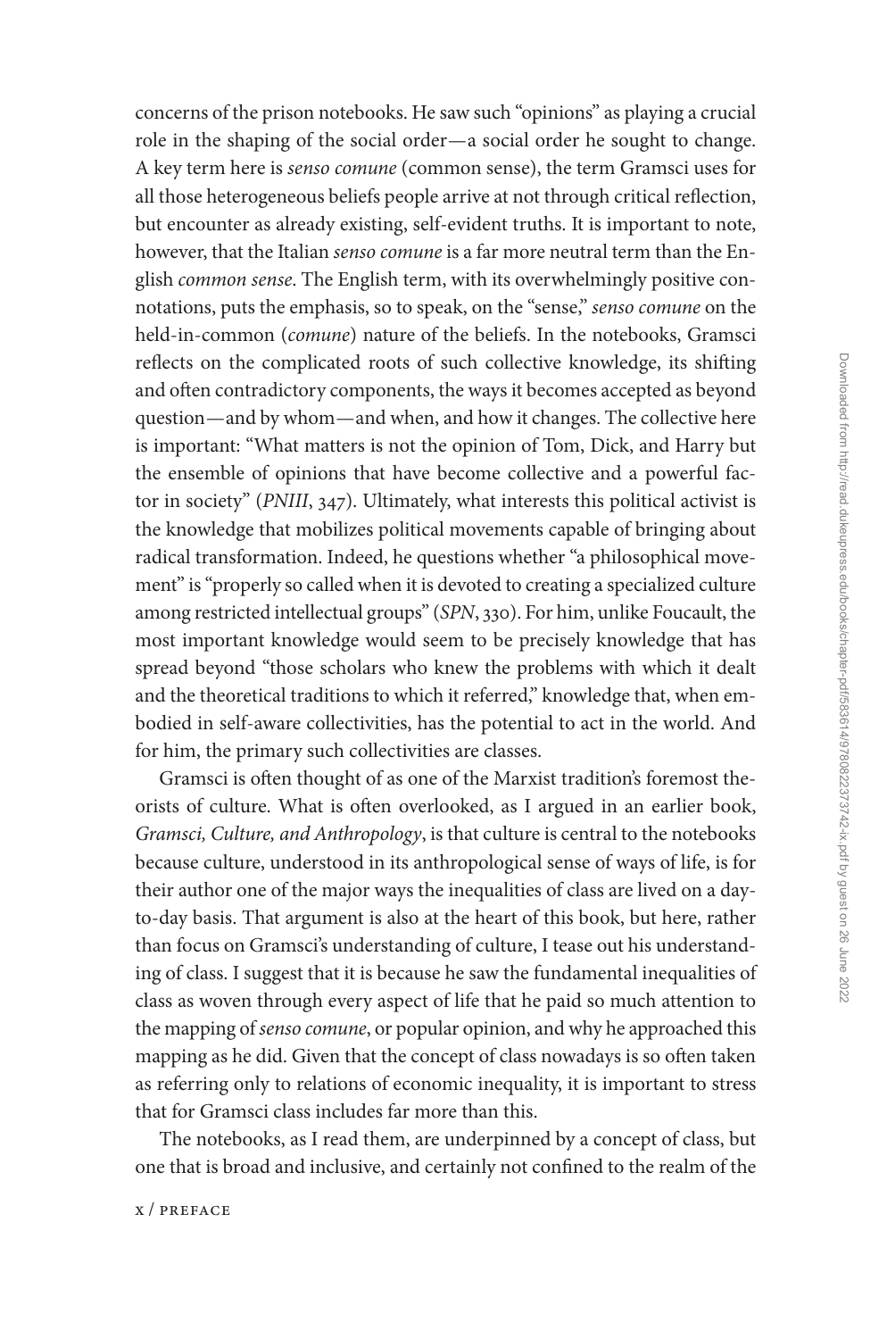concerns of the prison notebooks. He saw such "opinions" as playing a crucial role in the shaping of the social order—a social order he sought to change. A key term here is *senso comune* (common sense), the term Gramsci uses for all those heterogeneous beliefs people arrive at not through critical reflection, but encounter as already existing, self-evident truths. It is important to note, however, that the Italian *senso comune* is a far more neutral term than the English *common sense*. The English term, with its overwhelmingly positive connotations, puts the emphasis, so to speak, on the "sense," *senso comune* on the held-in-common (*comune*) nature of the beliefs. In the notebooks, Gramsci reflects on the complicated roots of such collective knowledge, its shifting and often contradictory components, the ways it becomes accepted as beyond question—and by whom—and when, and how it changes. The collective here is important: "What matters is not the opinion of Tom, Dick, and Harry but the ensemble of opinions that have become collective and a powerful factor in society" (*PNIII*, 347). Ultimately, what interests this political activist is the knowledge that mobilizes political movements capable of bringing about radical transformation. Indeed, he questions whether "a philosophical movement" is "properly so called when it is devoted to creating a specialized culture among restricted intellectual groups" (*SPN*, 330). For him, unlike Foucault, the most important knowledge would seem to be precisely knowledge that has spread beyond "those scholars who knew the problems with which it dealt and the theoretical traditions to which it referred," knowledge that, when embodied in self-aware collectivities, has the potential to act in the world. And for him, the primary such collectivities are classes.

Gramsci is often thought of as one of the Marxist tradition's foremost theorists of culture. What is often overlooked, as I argued in an earlier book, *Gramsci, Culture, and Anthropology*, is that culture is central to the notebooks because culture, understood in its anthropological sense of ways of life, is for their author one of the major ways the inequalities of class are lived on a day-to-day basis. That argument is also at the heart of this book, but here, rather than focus on Gramsci's understanding of culture, I tease out his understanding of class. I suggest that it is because he saw the fundamental inequalities of class as woven through every aspect of life that he paid so much attention to the mapping of *senso comune*, or popular opinion, and why he approached this mapping as he did. Given that the concept of class nowadays is so often taken as referring only to relations of economic inequality, it is important to stress that for Gramsci class includes far more than this.

The notebooks, as I read them, are underpinned by a concept of class, but one that is broad and inclusive, and certainly not confined to the realm of the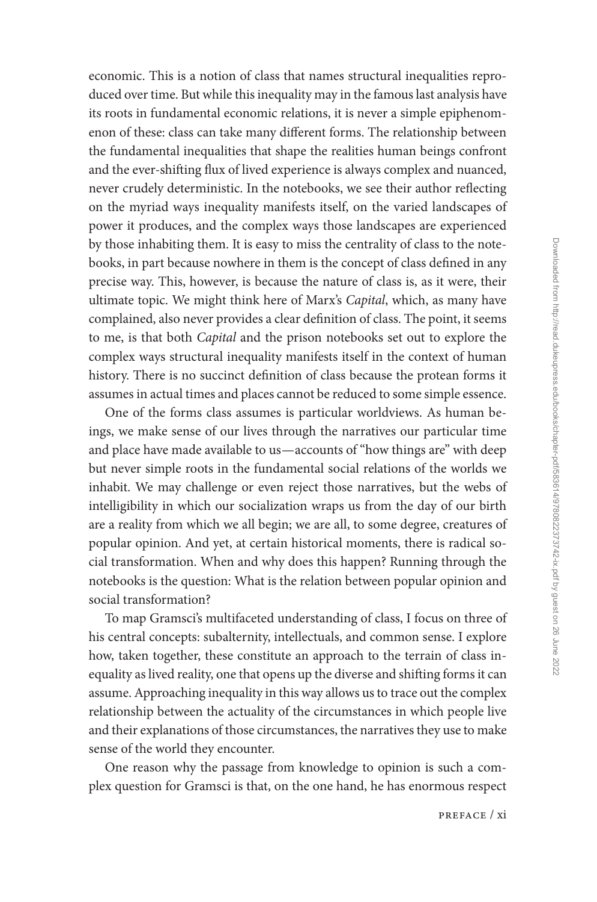economic. This is a notion of class that names structural inequalities reproduced over time. But while this inequality may in the famous last analysis have its roots in fundamental economic relations, it is never a simple epiphenomenon of these: class can take many different forms. The relationship between the fundamental inequalities that shape the realities human beings confront and the ever-shifting flux of lived experience is always complex and nuanced, never crudely deterministic. In the notebooks, we see their author reflecting on the myriad ways inequality manifests itself, on the varied landscapes of power it produces, and the complex ways those landscapes are experienced by those inhabiting them. It is easy to miss the centrality of class to the notebooks, in part because nowhere in them is the concept of class defined in any precise way. This, however, is because the nature of class is, as it were, their ultimate topic. We might think here of Marx's *Capital*, which, as many have complained, also never provides a clear definition of class. The point, it seems to me, is that both *Capital* and the prison notebooks set out to explore the complex ways structural inequality manifests itself in the context of human history. There is no succinct definition of class because the protean forms it assumes in actual times and places cannot be reduced to some simple essence.

One of the forms class assumes is particular worldviews. As human beings, we make sense of our lives through the narratives our particular time and place have made available to us—accounts of "how things are" with deep but never simple roots in the fundamental social relations of the worlds we inhabit. We may challenge or even reject those narratives, but the webs of intelligibility in which our socialization wraps us from the day of our birth are a reality from which we all begin; we are all, to some degree, creatures of popular opinion. And yet, at certain historical moments, there is radical social transformation. When and why does this happen? Running through the notebooks is the question: What is the relation between popular opinion and social transformation?

To map Gramsci's multifaceted understanding of class, I focus on three of his central concepts: subalternity, intellectuals, and common sense. I explore how, taken together, these constitute an approach to the terrain of class inequality as lived reality, one that opens up the diverse and shifting forms it can assume. Approaching inequality in this way allows us to trace out the complex relationship between the actuality of the circumstances in which people live and their explanations of those circumstances, the narratives they use to make sense of the world they encounter.

One reason why the passage from knowledge to opinion is such a complex question for Gramsci is that, on the one hand, he has enormous respect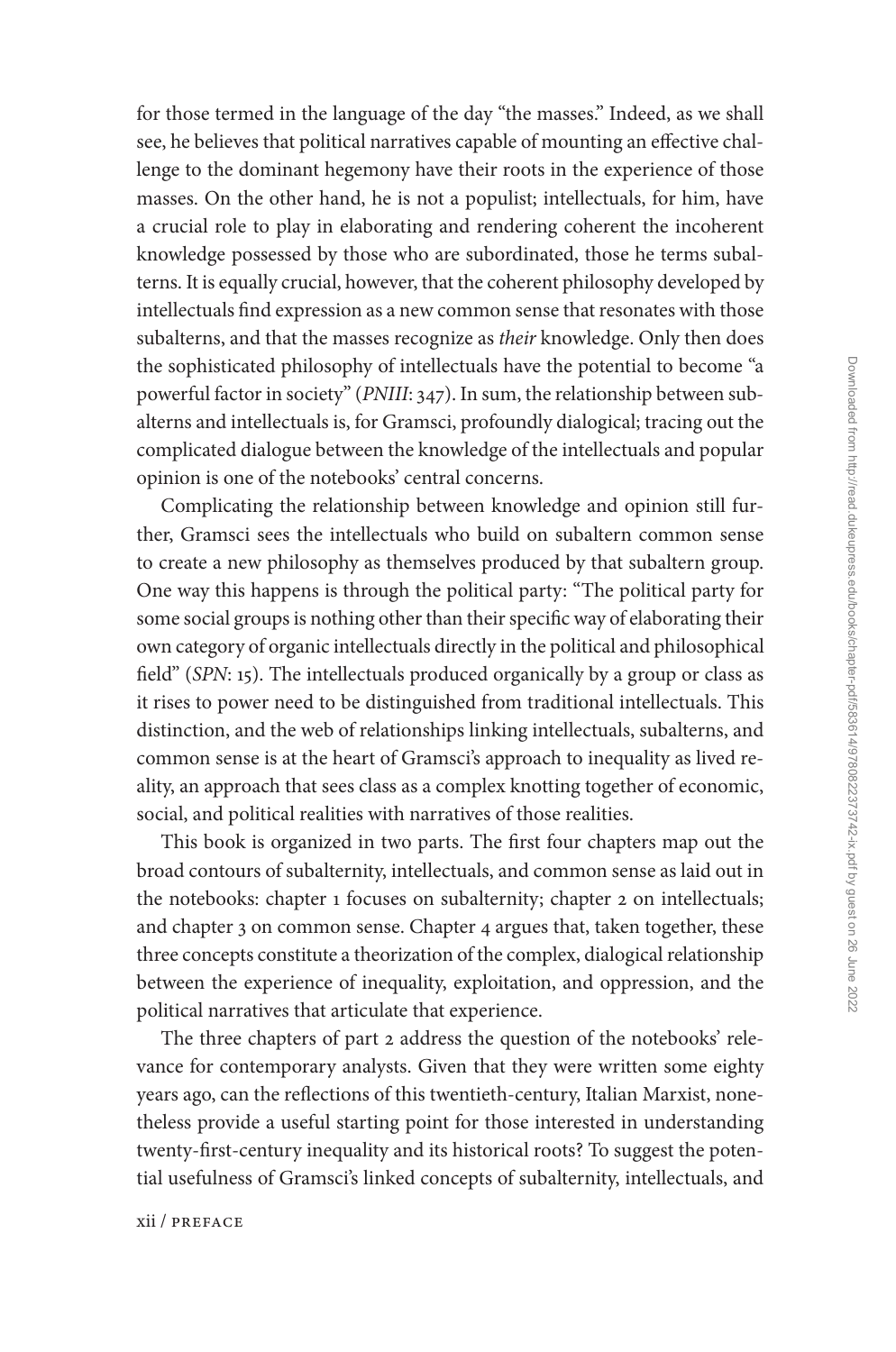for those termed in the language of the day "the masses." Indeed, as we shall see, he believes that political narratives capable of mounting an effective challenge to the dominant hegemony have their roots in the experience of those masses. On the other hand, he is not a populist; intellectuals, for him, have a crucial role to play in elaborating and rendering coherent the incoherent knowledge possessed by those who are subordinated, those he terms subalterns. It is equally crucial, however, that the coherent philosophy developed by intellectuals find expression as a new common sense that resonates with those subalterns, and that the masses recognize as *their* knowledge. Only then does the sophisticated philosophy of intellectuals have the potential to become "a powerful factor in society" (*PNIII*: 347). In sum, the relationship between subalterns and intellectuals is, for Gramsci, profoundly dialogical; tracing out the complicated dialogue between the knowledge of the intellectuals and popular opinion is one of the notebooks' central concerns.

Complicating the relationship between knowledge and opinion still further, Gramsci sees the intellectuals who build on subaltern common sense to create a new philosophy as themselves produced by that subaltern group. One way this happens is through the political party: "The political party for some social groups is nothing other than their specific way of elaborating their own category of organic intellectuals directly in the political and philosophical field" (*SPN*: 15). The intellectuals produced organically by a group or class as it rises to power need to be distinguished from traditional intellectuals. This distinction, and the web of relationships linking intellectuals, subalterns, and common sense is at the heart of Gramsci's approach to inequality as lived reality, an approach that sees class as a complex knotting together of economic, social, and political realities with narratives of those realities.

This book is organized in two parts. The first four chapters map out the broad contours of subalternity, intellectuals, and common sense as laid out in the notebooks: chapter 1 focuses on subalternity; chapter 2 on intellectuals; and chapter 3 on common sense. Chapter 4 argues that, taken together, these three concepts constitute a theorization of the complex, dialogical relationship between the experience of inequality, exploitation, and oppression, and the political narratives that articulate that experience.

The three chapters of part 2 address the question of the notebooks' relevance for contemporary analysts. Given that they were written some eighty years ago, can the reflections of this twentieth-century, Italian Marxist, nonetheless provide a useful starting point for those interested in understanding twenty-first-century inequality and its historical roots? To suggest the potential usefulness of Gramsci's linked concepts of subalternity, intellectuals, and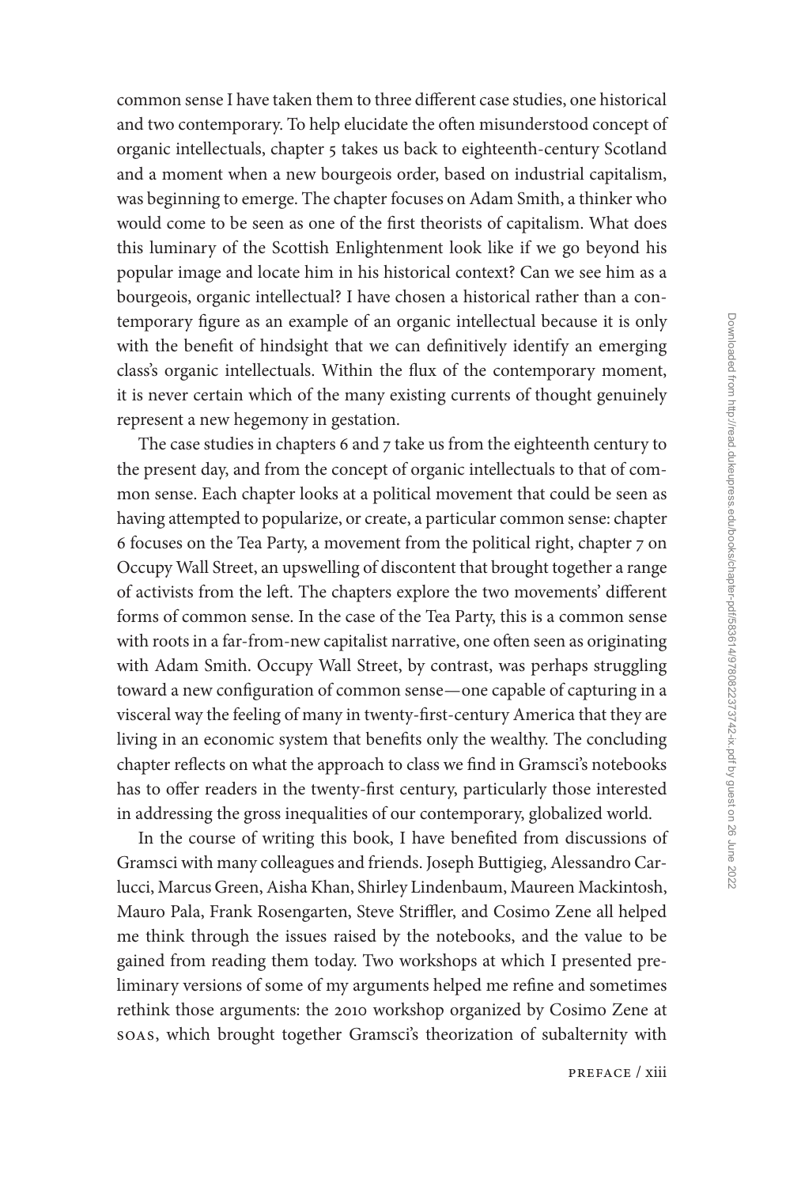common sense I have taken them to three different case studies, one historical and two contemporary. To help elucidate the often misunderstood concept of organic intellectuals, chapter 5 takes us back to eighteenth-century Scotland and a moment when a new bourgeois order, based on industrial capitalism, was beginning to emerge. The chapter focuses on Adam Smith, a thinker who would come to be seen as one of the first theorists of capitalism. What does this luminary of the Scottish Enlightenment look like if we go beyond his popular image and locate him in his historical context? Can we see him as a bourgeois, organic intellectual? I have chosen a historical rather than a contemporary figure as an example of an organic intellectual because it is only with the benefit of hindsight that we can definitively identify an emerging class's organic intellectuals. Within the flux of the contemporary moment, it is never certain which of the many existing currents of thought genuinely represent a new hegemony in gestation.

The case studies in chapters 6 and 7 take us from the eighteenth century to the present day, and from the concept of organic intellectuals to that of common sense. Each chapter looks at a political movement that could be seen as having attempted to popularize, or create, a particular common sense: chapter 6 focuses on the Tea Party, a movement from the political right, chapter 7 on Occupy Wall Street, an upswelling of discontent that brought together a range of activists from the left. The chapters explore the two movements' different forms of common sense. In the case of the Tea Party, this is a common sense with roots in a far-from-new capitalist narrative, one often seen as originating with Adam Smith. Occupy Wall Street, by contrast, was perhaps struggling toward a new configuration of common sense—one capable of capturing in a visceral way the feeling of many in twenty-first-century America that they are living in an economic system that benefits only the wealthy. The concluding chapter reflects on what the approach to class we find in Gramsci's notebooks has to offer readers in the twenty-first century, particularly those interested in addressing the gross inequalities of our contemporary, globalized world.

In the course of writing this book, I have benefited from discussions of Gramsci with many colleagues and friends. Joseph Buttigieg, Alessandro Carlucci, Marcus Green, Aisha Khan, Shirley Lindenbaum, Maureen Mackintosh, Mauro Pala, Frank Rosengarten, Steve Striffler, and Cosimo Zene all helped me think through the issues raised by the notebooks, and the value to be gained from reading them today. Two workshops at which I presented preliminary versions of some of my arguments helped me refine and sometimes rethink those arguments: the 2010 workshop organized by Cosimo Zene at SOAS, which brought together Gramsci's theorization of subalternity with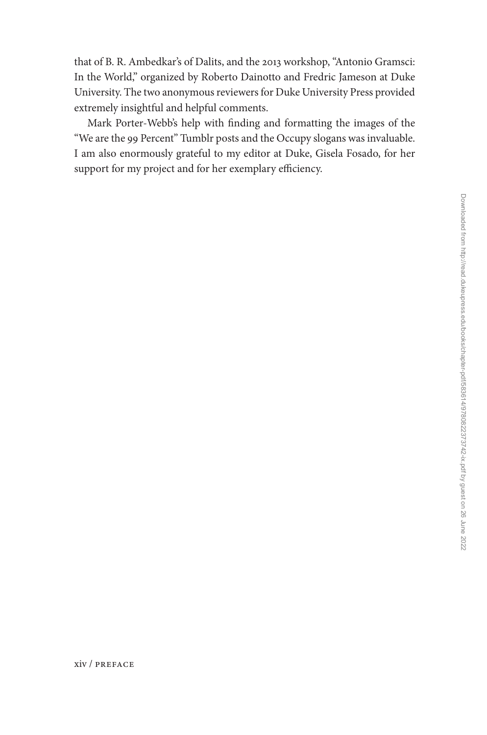that of B. R. Ambedkar's of Dalits, and the 2013 workshop, "Antonio Gramsci: In the World," organized by Roberto Dainotto and Fredric Jameson at Duke University. The two anonymous reviewers for Duke University Press provided extremely insightful and helpful comments.

Mark Porter-Webb's help with finding and formatting the images of the "We are the 99 Percent" Tumblr posts and the Occupy slogans was invaluable. I am also enormously grateful to my editor at Duke, Gisela Fosado, for her support for my project and for her exemplary efficiency.